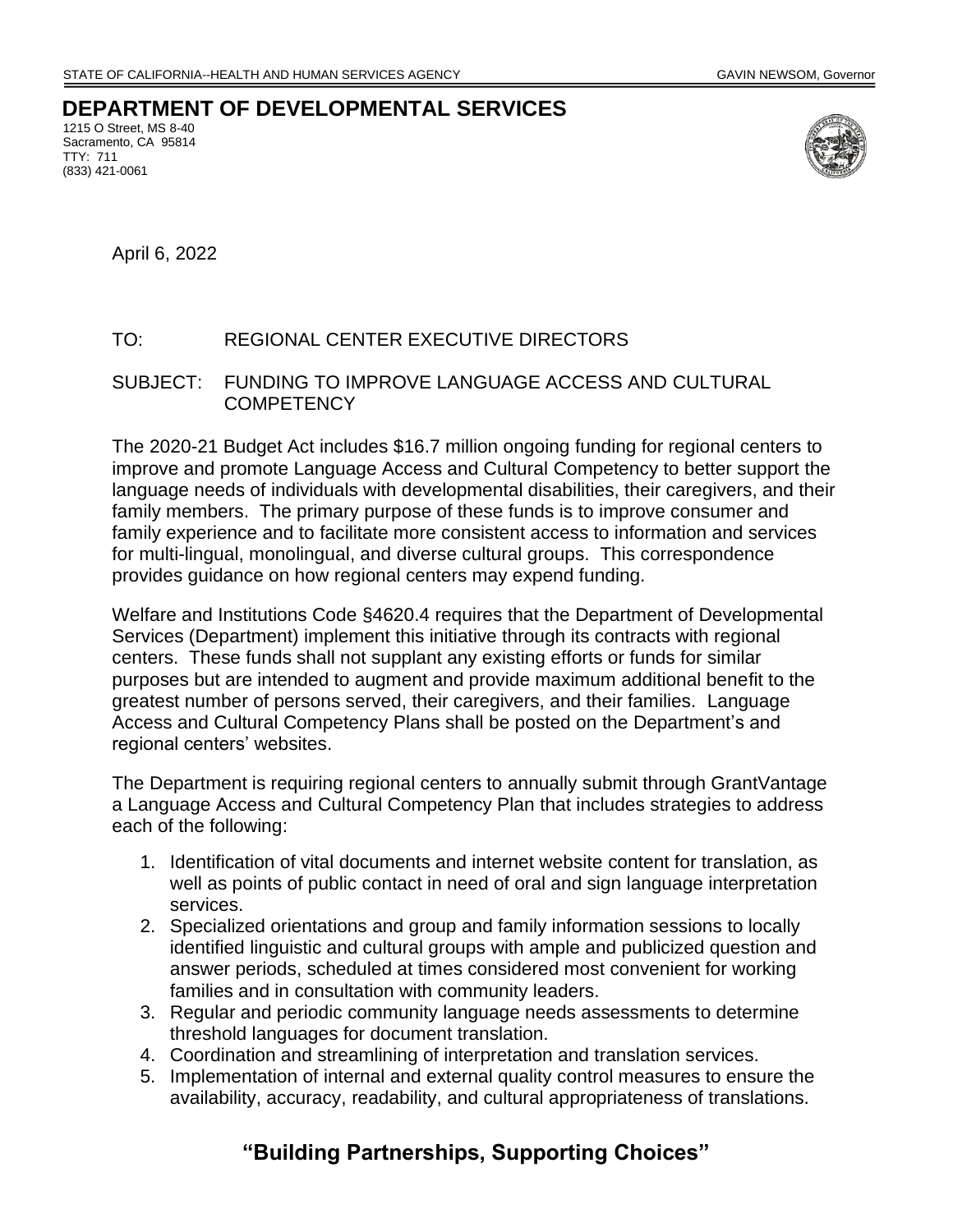STATE OF CALIFORNIA--HEALTH AND HUMAN SERVICES AGENCY GAVIN NEWSOM, Governor

# DEPARTMENT OF DEVELOPMENTAL SERVICES

1215 O Street, MS 8-40
Sacramento, CA 95814
TTY: 711
(833) 421-0061

April 6, 2022

TO: REGIONAL CENTER EXECUTIVE DIRECTORS

SUBJECT: FUNDING TO IMPROVE LANGUAGE ACCESS AND CULTURAL COMPETENCY

The 2020-21 Budget Act includes $16.7 million ongoing funding for regional centers to improve and promote Language Access and Cultural Competency to better support the language needs of individuals with developmental disabilities, their caregivers, and their family members. The primary purpose of these funds is to improve consumer and family experience and to facilitate more consistent access to information and services for multi-lingual, monolingual, and diverse cultural groups. This correspondence provides guidance on how regional centers may expend funding.

Welfare and Institutions Code §4620.4 requires that the Department of Developmental Services (Department) implement this initiative through its contracts with regional centers. These funds shall not supplant any existing efforts or funds for similar purposes but are intended to augment and provide maximum additional benefit to the greatest number of persons served, their caregivers, and their families. Language Access and Cultural Competency Plans shall be posted on the Department's and regional centers' websites.

The Department is requiring regional centers to annually submit through GrantVantage a Language Access and Cultural Competency Plan that includes strategies to address each of the following:

1. Identification of vital documents and internet website content for translation, as well as points of public contact in need of oral and sign language interpretation services.
2. Specialized orientations and group and family information sessions to locally identified linguistic and cultural groups with ample and publicized question and answer periods, scheduled at times considered most convenient for working families and in consultation with community leaders.
3. Regular and periodic community language needs assessments to determine threshold languages for document translation.
4. Coordination and streamlining of interpretation and translation services.
5. Implementation of internal and external quality control measures to ensure the availability, accuracy, readability, and cultural appropriateness of translations.

**"Building Partnerships, Supporting Choices"**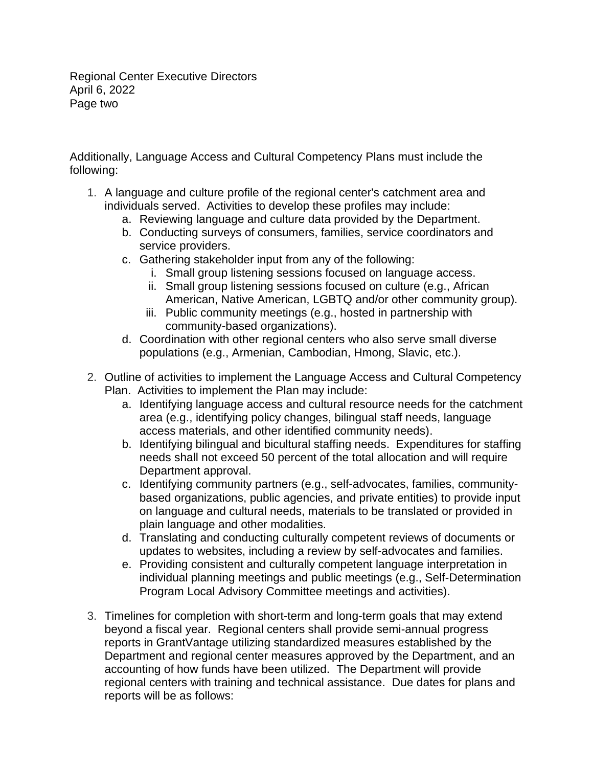Additionally, Language Access and Cultural Competency Plans must include the following:

1. A language and culture profile of the regional center's catchment area and individuals served. Activities to develop these profiles may include:
   a. Reviewing language and culture data provided by the Department.
   b. Conducting surveys of consumers, families, service coordinators and service providers.
   c. Gathering stakeholder input from any of the following:
      i. Small group listening sessions focused on language access.
      ii. Small group listening sessions focused on culture (e.g., African American, Native American, LGBTQ and/or other community group).
      iii. Public community meetings (e.g., hosted in partnership with community-based organizations).
   d. Coordination with other regional centers who also serve small diverse populations (e.g., Armenian, Cambodian, Hmong, Slavic, etc.).

2. Outline of activities to implement the Language Access and Cultural Competency Plan. Activities to implement the Plan may include:
   a. Identifying language access and cultural resource needs for the catchment area (e.g., identifying policy changes, bilingual staff needs, language access materials, and other identified community needs).
   b. Identifying bilingual and bicultural staffing needs. Expenditures for staffing needs shall not exceed 50 percent of the total allocation and will require Department approval.
   c. Identifying community partners (e.g., self-advocates, families, community-based organizations, public agencies, and private entities) to provide input on language and cultural needs, materials to be translated or provided in plain language and other modalities.
   d. Translating and conducting culturally competent reviews of documents or updates to websites, including a review by self-advocates and families.
   e. Providing consistent and culturally competent language interpretation in individual planning meetings and public meetings (e.g., Self-Determination Program Local Advisory Committee meetings and activities).

3. Timelines for completion with short-term and long-term goals that may extend beyond a fiscal year. Regional centers shall provide semi-annual progress reports in GrantVantage utilizing standardized measures established by the Department and regional center measures approved by the Department, and an accounting of how funds have been utilized. The Department will provide regional centers with training and technical assistance. Due dates for plans and reports will be as follows: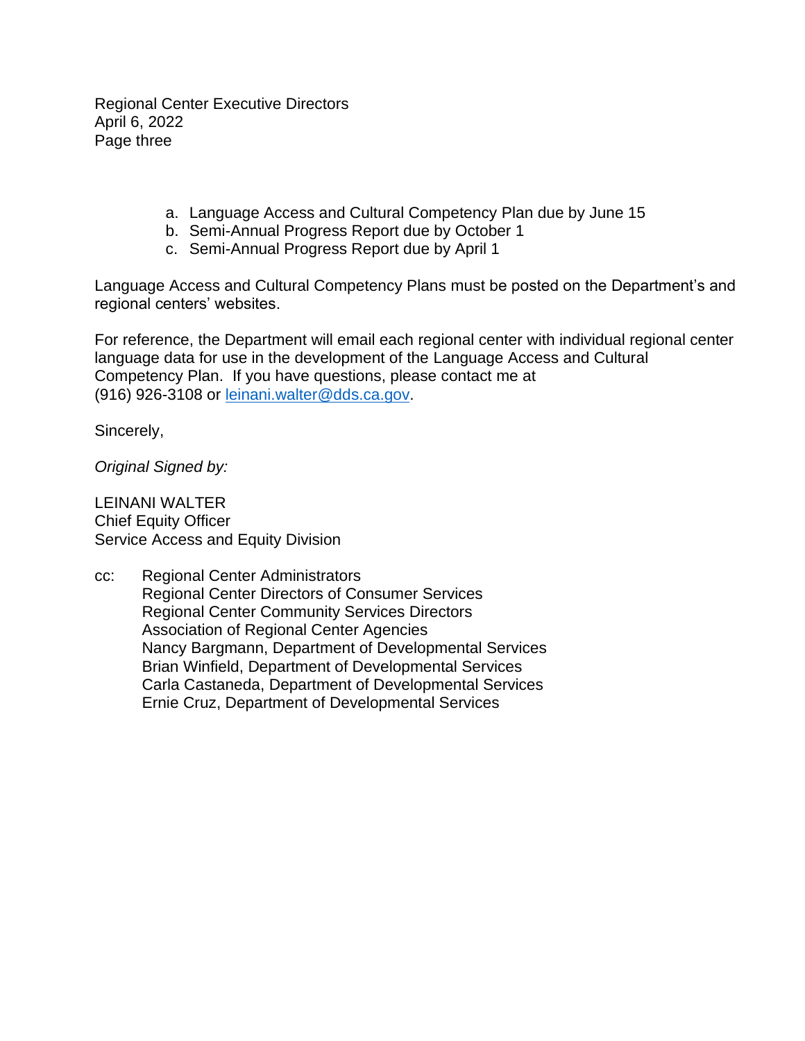a. Language Access and Cultural Competency Plan due by June 15
b. Semi-Annual Progress Report due by October 1
c. Semi-Annual Progress Report due by April 1

Language Access and Cultural Competency Plans must be posted on the Department's and regional centers' websites.

For reference, the Department will email each regional center with individual regional center language data for use in the development of the Language Access and Cultural Competency Plan. If you have questions, please contact me at (916) 926-3108 or leinani.walter@dds.ca.gov.

Sincerely,

*Original Signed by:*

LEINANI WALTER
Chief Equity Officer
Service Access and Equity Division

cc: Regional Center Administrators
Regional Center Directors of Consumer Services
Regional Center Community Services Directors
Association of Regional Center Agencies
Nancy Bargmann, Department of Developmental Services
Brian Winfield, Department of Developmental Services
Carla Castaneda, Department of Developmental Services
Ernie Cruz, Department of Developmental Services